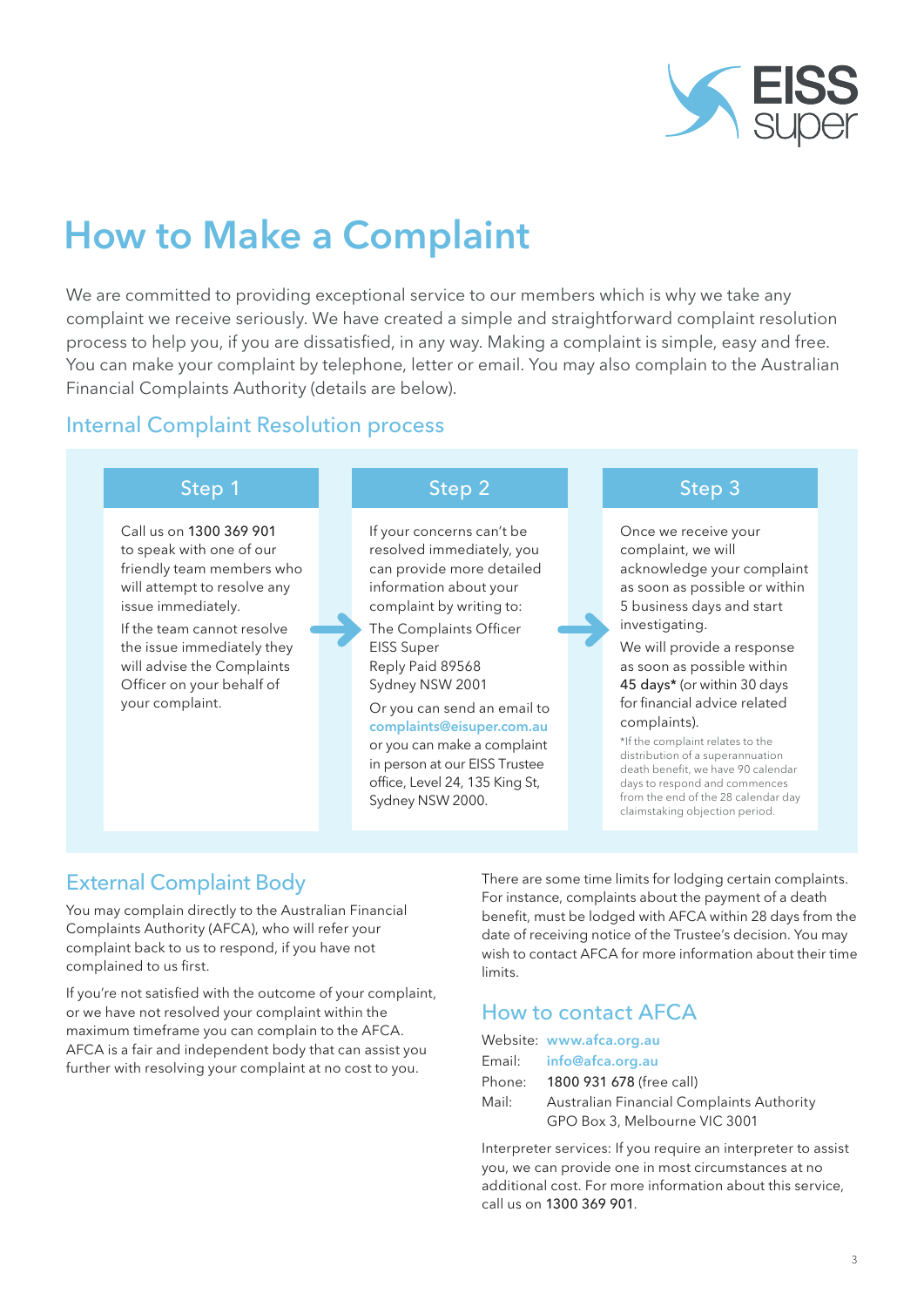# How to Make a Complaint

We are committed to providing exceptional service to our members which is why we take any complaint we receive seriously. We have created a simple and straightforward complaint resolution process to help you, if you are dissatisfied, in any way. Making a complaint is simple, easy and free. You can make your complaint by telephone, letter or email. You may also complain to the Australian Financial Complaints Authority (details are below).

## Internal Complaint Resolution process

### Step 1

Call us on **1300 369 901** to speak with one of our friendly team members who will attempt to resolve any issue immediately.

If the team cannot resolve the issue immediately they will advise the Complaints Officer on your behalf of your complaint.

### Step 2

If your concerns can't be resolved immediately, you can provide more detailed information about your complaint by writing to:

The Complaints Officer
EISS Super
Reply Paid 89568
Sydney NSW 2001

Or you can send an email to **complaints@eisuper.com.au** or you can make a complaint in person at our EISS Trustee office, Level 24, 135 King St, Sydney NSW 2000.

### Step 3

Once we receive your complaint, we will acknowledge your complaint as soon as possible or within 5 business days and start investigating.

We will provide a response as soon as possible within **45 days*** (or within 30 days for financial advice related complaints).

*If the complaint relates to the distribution of a superannuation death benefit, we have 90 calendar days to respond and commences from the end of the 28 calendar day claimstaking objection period.

## External Complaint Body

You may complain directly to the Australian Financial Complaints Authority (AFCA), who will refer your complaint back to us to respond, if you have not complained to us first.

If you're not satisfied with the outcome of your complaint, or we have not resolved your complaint within the maximum timeframe you can complain to the AFCA. AFCA is a fair and independent body that can assist you further with resolving your complaint at no cost to you.

There are some time limits for lodging certain complaints. For instance, complaints about the payment of a death benefit, must be lodged with AFCA within 28 days from the date of receiving notice of the Trustee's decision. You may wish to contact AFCA for more information about their time limits.

## How to contact AFCA

Website: **www.afca.org.au**
Email: **info@afca.org.au**
Phone: **1800 931 678** (free call)
Mail: Australian Financial Complaints Authority
GPO Box 3, Melbourne VIC 3001

Interpreter services: If you require an interpreter to assist you, we can provide one in most circumstances at no additional cost. For more information about this service, call us on **1300 369 901**.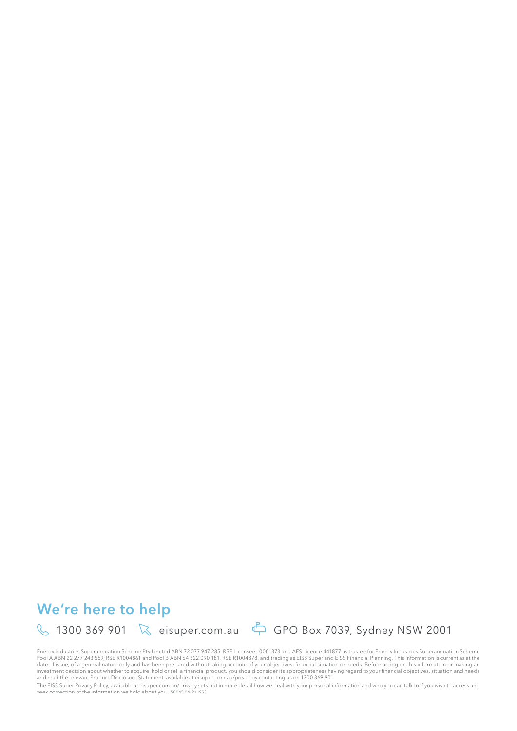## We're here to help

1300 369 901 eisuper.com.au GPO Box 7039, Sydney NSW 2001

Energy Industries Superannuation Scheme Pty Limited ABN 72 077 947 285, RSE Licensee L0001373 and AFS Licence 441877 as trustee for Energy Industries Superannuation Scheme Pool A ABN 22 277 243 559, RSE R1004861 and Pool B ABN 64 322 090 181, RSE R1004878, and trading as EISS Super and EISS Financial Planning. This information is current as at the date of issue, of a general nature only and has been prepared without taking account of your objectives, financial situation or needs. Before acting on this information or making an investment decision about whether to acquire, hold or sell a financial product, you should consider its appropriateness having regard to your financial objectives, situation and needs and read the relevant Product Disclosure Statement, available at eisuper.com.au/pds or by contacting us on 1300 369 901.

The EISS Super Privacy Policy, available at eisuper.com.au/privacy sets out in more detail how we deal with your personal information and who you can talk to if you wish to access and seek correction of the information we hold about you. 50045 04/21 ISS3